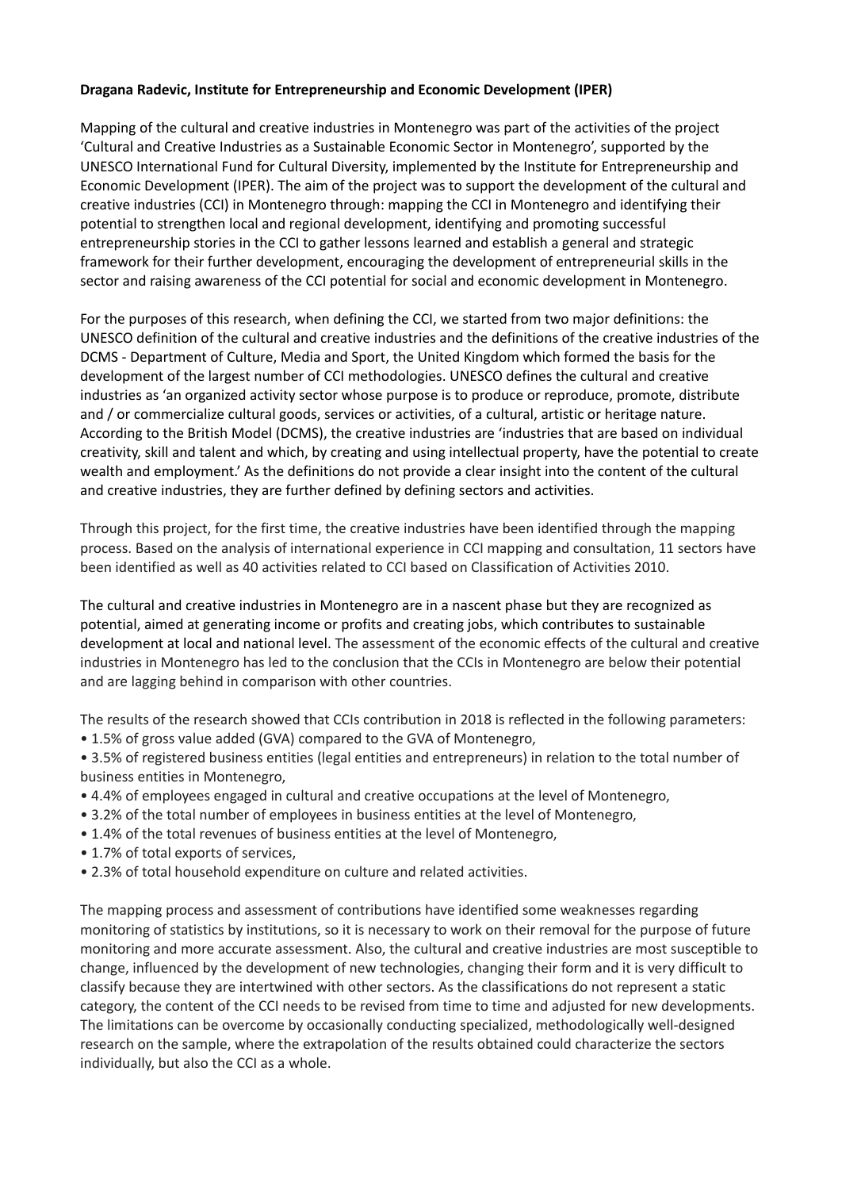**Dragana Radevic, Institute for Entrepreneurship and Economic Development (IPER)**

Mapping of the cultural and creative industries in Montenegro was part of the activities of the project 'Cultural and Creative Industries as a Sustainable Economic Sector in Montenegro', supported by the UNESCO International Fund for Cultural Diversity, implemented by the Institute for Entrepreneurship and Economic Development (IPER). The aim of the project was to support the development of the cultural and creative industries (CCI) in Montenegro through: mapping the CCI in Montenegro and identifying their potential to strengthen local and regional development, identifying and promoting successful entrepreneurship stories in the CCI to gather lessons learned and establish a general and strategic framework for their further development, encouraging the development of entrepreneurial skills in the sector and raising awareness of the CCI potential for social and economic development in Montenegro.

For the purposes of this research, when defining the CCI, we started from two major definitions: the UNESCO definition of the cultural and creative industries and the definitions of the creative industries of the DCMS - Department of Culture, Media and Sport, the United Kingdom which formed the basis for the development of the largest number of CCI methodologies. UNESCO defines the cultural and creative industries as 'an organized activity sector whose purpose is to produce or reproduce, promote, distribute and / or commercialize cultural goods, services or activities, of a cultural, artistic or heritage nature. According to the British Model (DCMS), the creative industries are 'industries that are based on individual creativity, skill and talent and which, by creating and using intellectual property, have the potential to create wealth and employment.' As the definitions do not provide a clear insight into the content of the cultural and creative industries, they are further defined by defining sectors and activities.

Through this project, for the first time, the creative industries have been identified through the mapping process. Based on the analysis of international experience in CCI mapping and consultation, 11 sectors have been identified as well as 40 activities related to CCI based on Classification of Activities 2010.

The cultural and creative industries in Montenegro are in a nascent phase but they are recognized as potential, aimed at generating income or profits and creating jobs, which contributes to sustainable development at local and national level. The assessment of the economic effects of the cultural and creative industries in Montenegro has led to the conclusion that the CCIs in Montenegro are below their potential and are lagging behind in comparison with other countries.

The results of the research showed that CCIs contribution in 2018 is reflected in the following parameters:

- 1.5% of gross value added (GVA) compared to the GVA of Montenegro,
- 3.5% of registered business entities (legal entities and entrepreneurs) in relation to the total number of business entities in Montenegro,
- 4.4% of employees engaged in cultural and creative occupations at the level of Montenegro,
- 3.2% of the total number of employees in business entities at the level of Montenegro,
- 1.4% of the total revenues of business entities at the level of Montenegro,
- 1.7% of total exports of services,
- 2.3% of total household expenditure on culture and related activities.

The mapping process and assessment of contributions have identified some weaknesses regarding monitoring of statistics by institutions, so it is necessary to work on their removal for the purpose of future monitoring and more accurate assessment. Also, the cultural and creative industries are most susceptible to change, influenced by the development of new technologies, changing their form and it is very difficult to classify because they are intertwined with other sectors. As the classifications do not represent a static category, the content of the CCI needs to be revised from time to time and adjusted for new developments. The limitations can be overcome by occasionally conducting specialized, methodologically well-designed research on the sample, where the extrapolation of the results obtained could characterize the sectors individually, but also the CCI as a whole.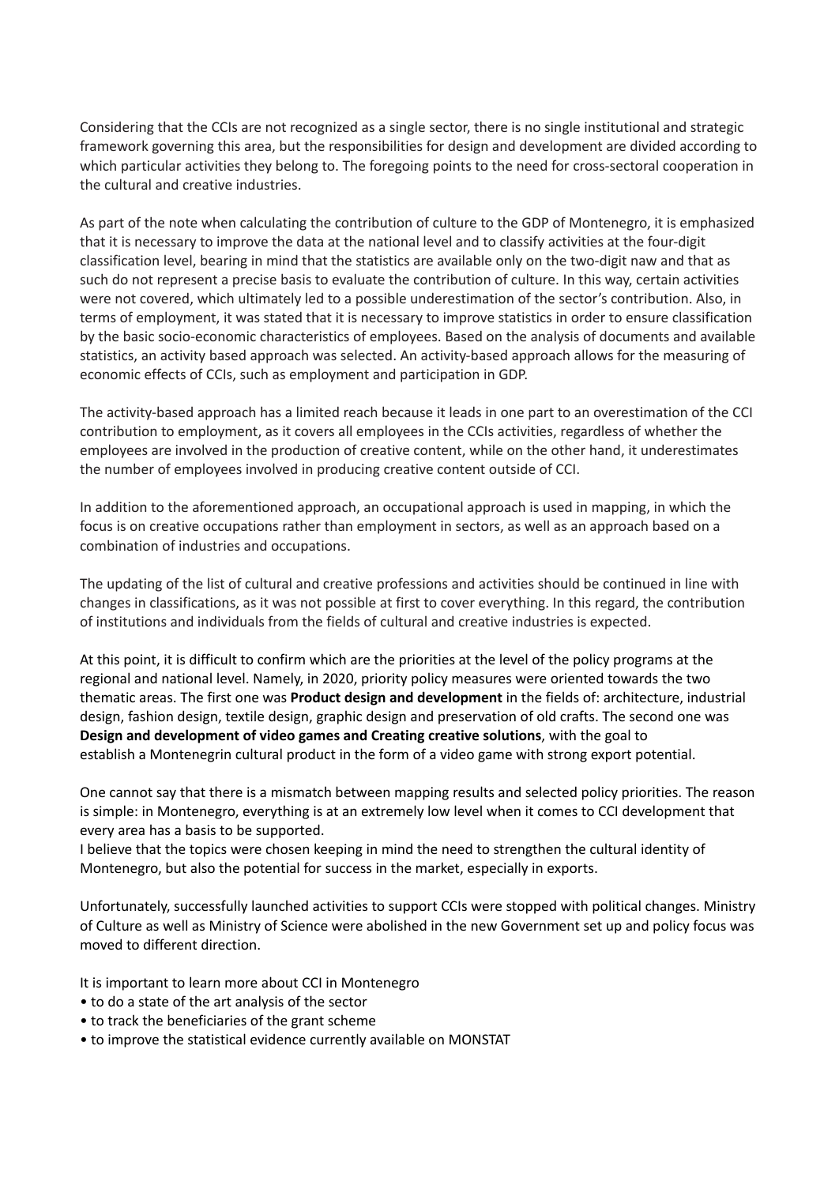Considering that the CCIs are not recognized as a single sector, there is no single institutional and strategic framework governing this area, but the responsibilities for design and development are divided according to which particular activities they belong to. The foregoing points to the need for cross-sectoral cooperation in the cultural and creative industries.

As part of the note when calculating the contribution of culture to the GDP of Montenegro, it is emphasized that it is necessary to improve the data at the national level and to classify activities at the four-digit classification level, bearing in mind that the statistics are available only on the two-digit naw and that as such do not represent a precise basis to evaluate the contribution of culture. In this way, certain activities were not covered, which ultimately led to a possible underestimation of the sector's contribution. Also, in terms of employment, it was stated that it is necessary to improve statistics in order to ensure classification by the basic socio-economic characteristics of employees. Based on the analysis of documents and available statistics, an activity based approach was selected. An activity-based approach allows for the measuring of economic effects of CCIs, such as employment and participation in GDP.

The activity-based approach has a limited reach because it leads in one part to an overestimation of the CCI contribution to employment, as it covers all employees in the CCIs activities, regardless of whether the employees are involved in the production of creative content, while on the other hand, it underestimates the number of employees involved in producing creative content outside of CCI.

In addition to the aforementioned approach, an occupational approach is used in mapping, in which the focus is on creative occupations rather than employment in sectors, as well as an approach based on a combination of industries and occupations.

The updating of the list of cultural and creative professions and activities should be continued in line with changes in classifications, as it was not possible at first to cover everything. In this regard, the contribution of institutions and individuals from the fields of cultural and creative industries is expected.

At this point, it is difficult to confirm which are the priorities at the level of the policy programs at the regional and national level. Namely, in 2020, priority policy measures were oriented towards the two thematic areas. The first one was **Product design and development** in the fields of: architecture, industrial design, fashion design, textile design, graphic design and preservation of old crafts. The second one was **Design and development of video games and Creating creative solutions**, with the goal to establish a Montenegrin cultural product in the form of a video game with strong export potential.

One cannot say that there is a mismatch between mapping results and selected policy priorities. The reason is simple: in Montenegro, everything is at an extremely low level when it comes to CCI development that every area has a basis to be supported.
I believe that the topics were chosen keeping in mind the need to strengthen the cultural identity of Montenegro, but also the potential for success in the market, especially in exports.

Unfortunately, successfully launched activities to support CCIs were stopped with political changes. Ministry of Culture as well as Ministry of Science were abolished in the new Government set up and policy focus was moved to different direction.

It is important to learn more about CCI in Montenegro

- to do a state of the art analysis of the sector
- to track the beneficiaries of the grant scheme
- to improve the statistical evidence currently available on MONSTAT